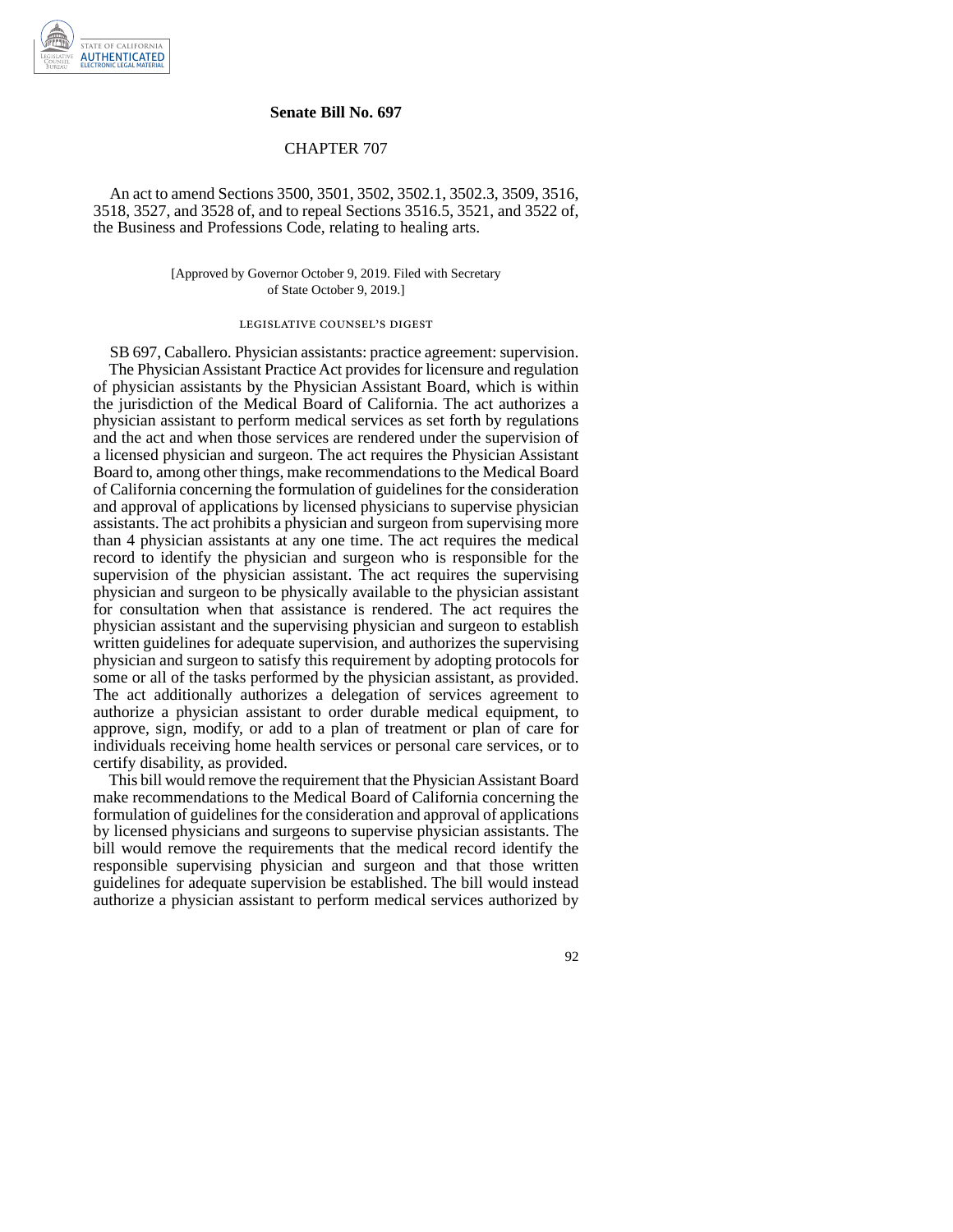## Senate Bill No. 697

### CHAPTER 707

An act to amend Sections 3500, 3501, 3502, 3502.1, 3502.3, 3509, 3516, 3518, 3527, and 3528 of, and to repeal Sections 3516.5, 3521, and 3522 of, the Business and Professions Code, relating to healing arts.

[Approved by Governor October 9, 2019. Filed with Secretary of State October 9, 2019.]

LEGISLATIVE COUNSEL'S DIGEST

SB 697, Caballero. Physician assistants: practice agreement: supervision.

The Physician Assistant Practice Act provides for licensure and regulation of physician assistants by the Physician Assistant Board, which is within the jurisdiction of the Medical Board of California. The act authorizes a physician assistant to perform medical services as set forth by regulations and the act and when those services are rendered under the supervision of a licensed physician and surgeon. The act requires the Physician Assistant Board to, among other things, make recommendations to the Medical Board of California concerning the formulation of guidelines for the consideration and approval of applications by licensed physicians to supervise physician assistants. The act prohibits a physician and surgeon from supervising more than 4 physician assistants at any one time. The act requires the medical record to identify the physician and surgeon who is responsible for the supervision of the physician assistant. The act requires the supervising physician and surgeon to be physically available to the physician assistant for consultation when that assistance is rendered. The act requires the physician assistant and the supervising physician and surgeon to establish written guidelines for adequate supervision, and authorizes the supervising physician and surgeon to satisfy this requirement by adopting protocols for some or all of the tasks performed by the physician assistant, as provided. The act additionally authorizes a delegation of services agreement to authorize a physician assistant to order durable medical equipment, to approve, sign, modify, or add to a plan of treatment or plan of care for individuals receiving home health services or personal care services, or to certify disability, as provided.

This bill would remove the requirement that the Physician Assistant Board make recommendations to the Medical Board of California concerning the formulation of guidelines for the consideration and approval of applications by licensed physicians and surgeons to supervise physician assistants. The bill would remove the requirements that the medical record identify the responsible supervising physician and surgeon and that those written guidelines for adequate supervision be established. The bill would instead authorize a physician assistant to perform medical services authorized by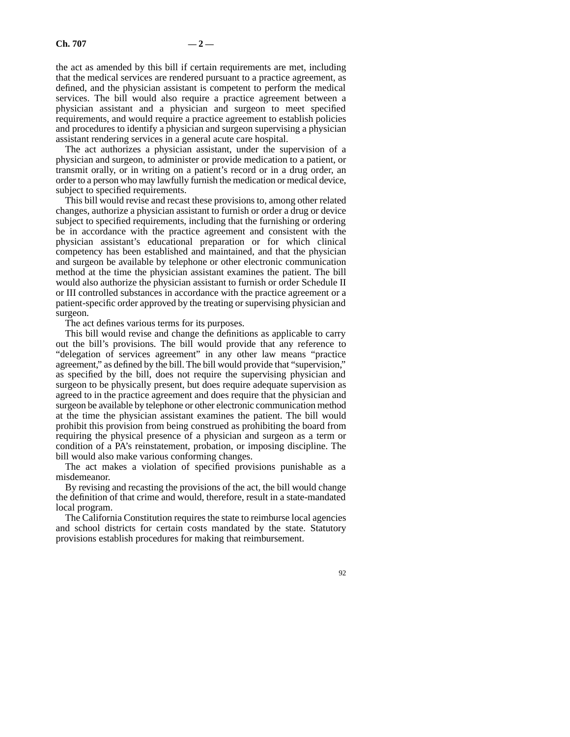the act as amended by this bill if certain requirements are met, including that the medical services are rendered pursuant to a practice agreement, as defined, and the physician assistant is competent to perform the medical services. The bill would also require a practice agreement between a physician assistant and a physician and surgeon to meet specified requirements, and would require a practice agreement to establish policies and procedures to identify a physician and surgeon supervising a physician assistant rendering services in a general acute care hospital.

The act authorizes a physician assistant, under the supervision of a physician and surgeon, to administer or provide medication to a patient, or transmit orally, or in writing on a patient's record or in a drug order, an order to a person who may lawfully furnish the medication or medical device, subject to specified requirements.

This bill would revise and recast these provisions to, among other related changes, authorize a physician assistant to furnish or order a drug or device subject to specified requirements, including that the furnishing or ordering be in accordance with the practice agreement and consistent with the physician assistant's educational preparation or for which clinical competency has been established and maintained, and that the physician and surgeon be available by telephone or other electronic communication method at the time the physician assistant examines the patient. The bill would also authorize the physician assistant to furnish or order Schedule II or III controlled substances in accordance with the practice agreement or a patient-specific order approved by the treating or supervising physician and surgeon.

The act defines various terms for its purposes.

This bill would revise and change the definitions as applicable to carry out the bill's provisions. The bill would provide that any reference to "delegation of services agreement" in any other law means "practice agreement," as defined by the bill. The bill would provide that "supervision," as specified by the bill, does not require the supervising physician and surgeon to be physically present, but does require adequate supervision as agreed to in the practice agreement and does require that the physician and surgeon be available by telephone or other electronic communication method at the time the physician assistant examines the patient. The bill would prohibit this provision from being construed as prohibiting the board from requiring the physical presence of a physician and surgeon as a term or condition of a PA's reinstatement, probation, or imposing discipline. The bill would also make various conforming changes.

The act makes a violation of specified provisions punishable as a misdemeanor.

By revising and recasting the provisions of the act, the bill would change the definition of that crime and would, therefore, result in a state-mandated local program.

The California Constitution requires the state to reimburse local agencies and school districts for certain costs mandated by the state. Statutory provisions establish procedures for making that reimbursement.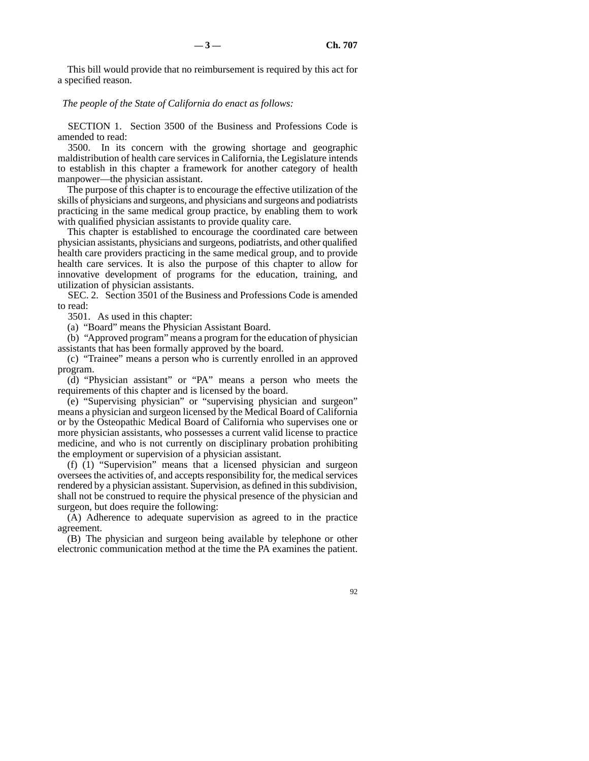This bill would provide that no reimbursement is required by this act for a specified reason.

*The people of the State of California do enact as follows:*

SECTION 1. Section 3500 of the Business and Professions Code is amended to read:

3500. In its concern with the growing shortage and geographic maldistribution of health care services in California, the Legislature intends to establish in this chapter a framework for another category of health manpower—the physician assistant.

The purpose of this chapter is to encourage the effective utilization of the skills of physicians and surgeons, and physicians and surgeons and podiatrists practicing in the same medical group practice, by enabling them to work with qualified physician assistants to provide quality care.

This chapter is established to encourage the coordinated care between physician assistants, physicians and surgeons, podiatrists, and other qualified health care providers practicing in the same medical group, and to provide health care services. It is also the purpose of this chapter to allow for innovative development of programs for the education, training, and utilization of physician assistants.

SEC. 2. Section 3501 of the Business and Professions Code is amended to read:

3501. As used in this chapter:

(a) "Board" means the Physician Assistant Board.

(b) "Approved program" means a program for the education of physician assistants that has been formally approved by the board.

(c) "Trainee" means a person who is currently enrolled in an approved program.

(d) "Physician assistant" or "PA" means a person who meets the requirements of this chapter and is licensed by the board.

(e) "Supervising physician" or "supervising physician and surgeon" means a physician and surgeon licensed by the Medical Board of California or by the Osteopathic Medical Board of California who supervises one or more physician assistants, who possesses a current valid license to practice medicine, and who is not currently on disciplinary probation prohibiting the employment or supervision of a physician assistant.

(f) (1) "Supervision" means that a licensed physician and surgeon oversees the activities of, and accepts responsibility for, the medical services rendered by a physician assistant. Supervision, as defined in this subdivision, shall not be construed to require the physical presence of the physician and surgeon, but does require the following:

(A) Adherence to adequate supervision as agreed to in the practice agreement.

(B) The physician and surgeon being available by telephone or other electronic communication method at the time the PA examines the patient.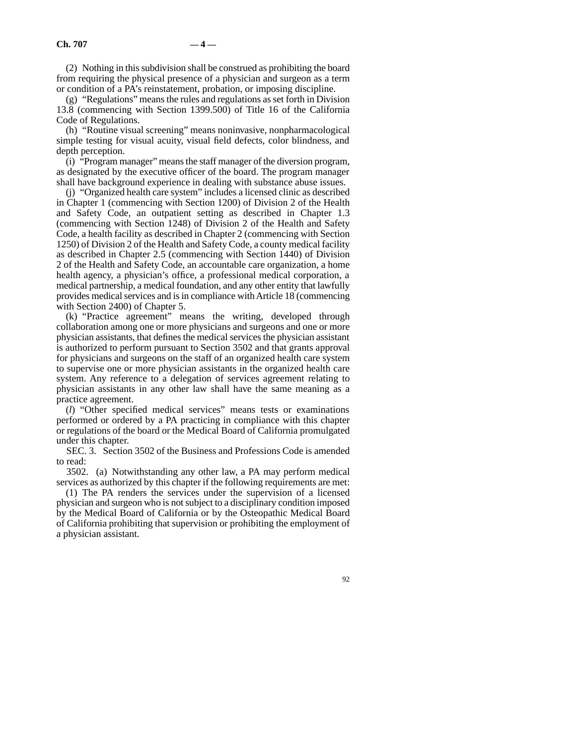(2) Nothing in this subdivision shall be construed as prohibiting the board from requiring the physical presence of a physician and surgeon as a term or condition of a PA's reinstatement, probation, or imposing discipline.

(g) "Regulations" means the rules and regulations as set forth in Division 13.8 (commencing with Section 1399.500) of Title 16 of the California Code of Regulations.

(h) "Routine visual screening" means noninvasive, nonpharmacological simple testing for visual acuity, visual field defects, color blindness, and depth perception.

(i) "Program manager" means the staff manager of the diversion program, as designated by the executive officer of the board. The program manager shall have background experience in dealing with substance abuse issues.

(j) "Organized health care system" includes a licensed clinic as described in Chapter 1 (commencing with Section 1200) of Division 2 of the Health and Safety Code, an outpatient setting as described in Chapter 1.3 (commencing with Section 1248) of Division 2 of the Health and Safety Code, a health facility as described in Chapter 2 (commencing with Section 1250) of Division 2 of the Health and Safety Code, a county medical facility as described in Chapter 2.5 (commencing with Section 1440) of Division 2 of the Health and Safety Code, an accountable care organization, a home health agency, a physician's office, a professional medical corporation, a medical partnership, a medical foundation, and any other entity that lawfully provides medical services and is in compliance with Article 18 (commencing with Section 2400) of Chapter 5.

(k) "Practice agreement" means the writing, developed through collaboration among one or more physicians and surgeons and one or more physician assistants, that defines the medical services the physician assistant is authorized to perform pursuant to Section 3502 and that grants approval for physicians and surgeons on the staff of an organized health care system to supervise one or more physician assistants in the organized health care system. Any reference to a delegation of services agreement relating to physician assistants in any other law shall have the same meaning as a practice agreement.

(*l*) "Other specified medical services" means tests or examinations performed or ordered by a PA practicing in compliance with this chapter or regulations of the board or the Medical Board of California promulgated under this chapter.

SEC. 3. Section 3502 of the Business and Professions Code is amended to read:

3502. (a) Notwithstanding any other law, a PA may perform medical services as authorized by this chapter if the following requirements are met:

(1) The PA renders the services under the supervision of a licensed physician and surgeon who is not subject to a disciplinary condition imposed by the Medical Board of California or by the Osteopathic Medical Board of California prohibiting that supervision or prohibiting the employment of a physician assistant.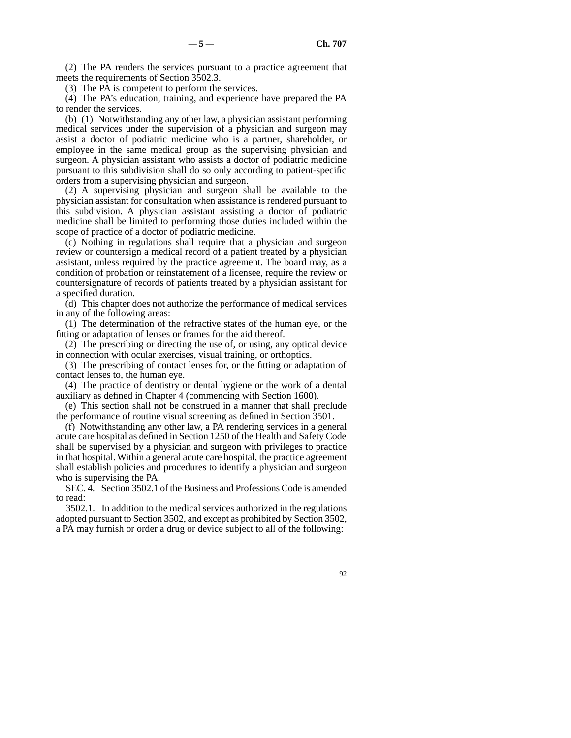(2) The PA renders the services pursuant to a practice agreement that meets the requirements of Section 3502.3.

(3) The PA is competent to perform the services.

(4) The PA's education, training, and experience have prepared the PA to render the services.

(b) (1) Notwithstanding any other law, a physician assistant performing medical services under the supervision of a physician and surgeon may assist a doctor of podiatric medicine who is a partner, shareholder, or employee in the same medical group as the supervising physician and surgeon. A physician assistant who assists a doctor of podiatric medicine pursuant to this subdivision shall do so only according to patient-specific orders from a supervising physician and surgeon.

(2) A supervising physician and surgeon shall be available to the physician assistant for consultation when assistance is rendered pursuant to this subdivision. A physician assistant assisting a doctor of podiatric medicine shall be limited to performing those duties included within the scope of practice of a doctor of podiatric medicine.

(c) Nothing in regulations shall require that a physician and surgeon review or countersign a medical record of a patient treated by a physician assistant, unless required by the practice agreement. The board may, as a condition of probation or reinstatement of a licensee, require the review or countersignature of records of patients treated by a physician assistant for a specified duration.

(d) This chapter does not authorize the performance of medical services in any of the following areas:

(1) The determination of the refractive states of the human eye, or the fitting or adaptation of lenses or frames for the aid thereof.

(2) The prescribing or directing the use of, or using, any optical device in connection with ocular exercises, visual training, or orthoptics.

(3) The prescribing of contact lenses for, or the fitting or adaptation of contact lenses to, the human eye.

(4) The practice of dentistry or dental hygiene or the work of a dental auxiliary as defined in Chapter 4 (commencing with Section 1600).

(e) This section shall not be construed in a manner that shall preclude the performance of routine visual screening as defined in Section 3501.

(f) Notwithstanding any other law, a PA rendering services in a general acute care hospital as defined in Section 1250 of the Health and Safety Code shall be supervised by a physician and surgeon with privileges to practice in that hospital. Within a general acute care hospital, the practice agreement shall establish policies and procedures to identify a physician and surgeon who is supervising the PA.

SEC. 4. Section 3502.1 of the Business and Professions Code is amended to read:

3502.1. In addition to the medical services authorized in the regulations adopted pursuant to Section 3502, and except as prohibited by Section 3502, a PA may furnish or order a drug or device subject to all of the following: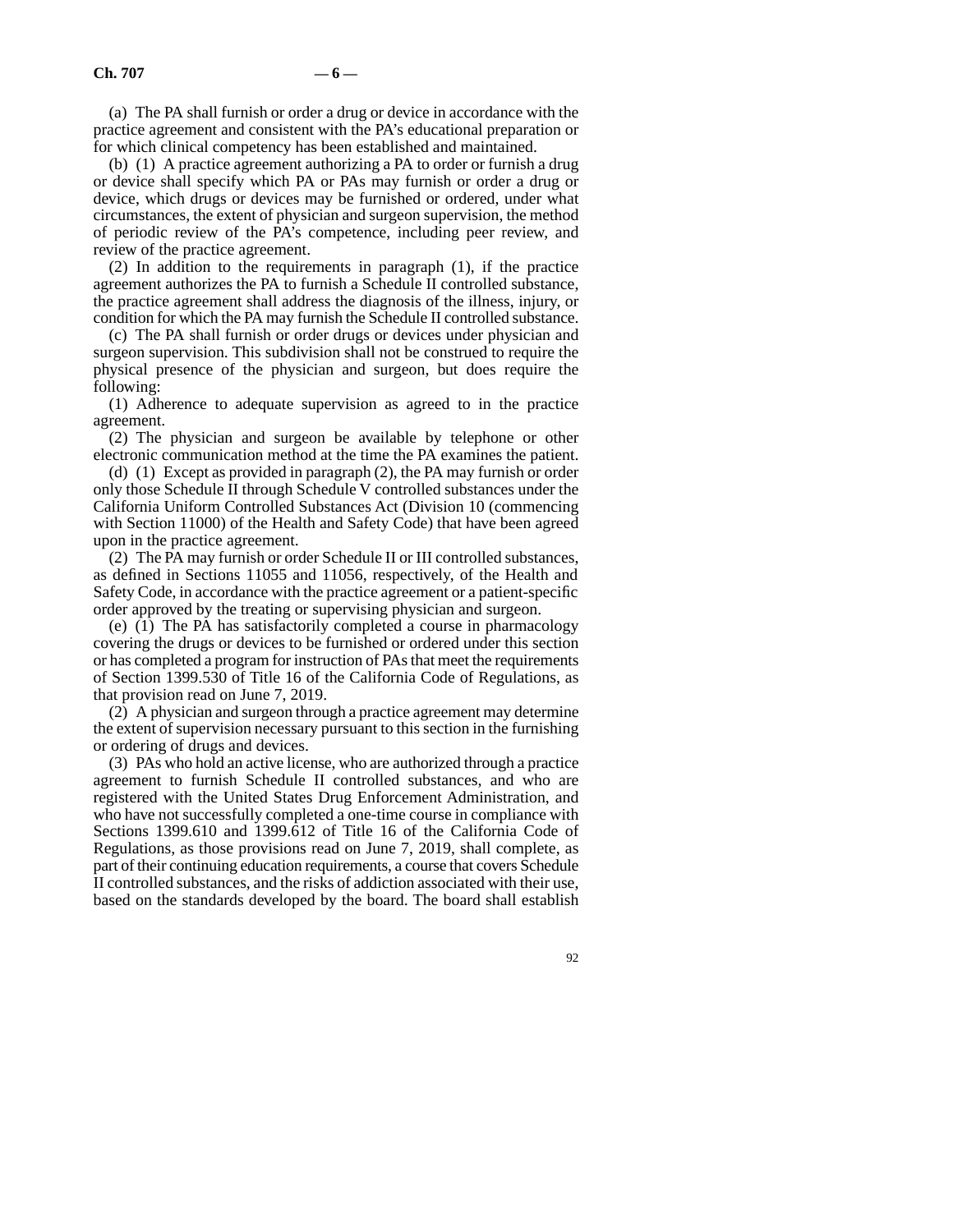(a) The PA shall furnish or order a drug or device in accordance with the practice agreement and consistent with the PA's educational preparation or for which clinical competency has been established and maintained.

(b) (1) A practice agreement authorizing a PA to order or furnish a drug or device shall specify which PA or PAs may furnish or order a drug or device, which drugs or devices may be furnished or ordered, under what circumstances, the extent of physician and surgeon supervision, the method of periodic review of the PA's competence, including peer review, and review of the practice agreement.

(2) In addition to the requirements in paragraph (1), if the practice agreement authorizes the PA to furnish a Schedule II controlled substance, the practice agreement shall address the diagnosis of the illness, injury, or condition for which the PA may furnish the Schedule II controlled substance.

(c) The PA shall furnish or order drugs or devices under physician and surgeon supervision. This subdivision shall not be construed to require the physical presence of the physician and surgeon, but does require the following:

(1) Adherence to adequate supervision as agreed to in the practice agreement.

(2) The physician and surgeon be available by telephone or other electronic communication method at the time the PA examines the patient.

(d) (1) Except as provided in paragraph (2), the PA may furnish or order only those Schedule II through Schedule V controlled substances under the California Uniform Controlled Substances Act (Division 10 (commencing with Section 11000) of the Health and Safety Code) that have been agreed upon in the practice agreement.

(2) The PA may furnish or order Schedule II or III controlled substances, as defined in Sections 11055 and 11056, respectively, of the Health and Safety Code, in accordance with the practice agreement or a patient-specific order approved by the treating or supervising physician and surgeon.

(e) (1) The PA has satisfactorily completed a course in pharmacology covering the drugs or devices to be furnished or ordered under this section or has completed a program for instruction of PAs that meet the requirements of Section 1399.530 of Title 16 of the California Code of Regulations, as that provision read on June 7, 2019.

(2) A physician and surgeon through a practice agreement may determine the extent of supervision necessary pursuant to this section in the furnishing or ordering of drugs and devices.

(3) PAs who hold an active license, who are authorized through a practice agreement to furnish Schedule II controlled substances, and who are registered with the United States Drug Enforcement Administration, and who have not successfully completed a one-time course in compliance with Sections 1399.610 and 1399.612 of Title 16 of the California Code of Regulations, as those provisions read on June 7, 2019, shall complete, as part of their continuing education requirements, a course that covers Schedule II controlled substances, and the risks of addiction associated with their use, based on the standards developed by the board. The board shall establish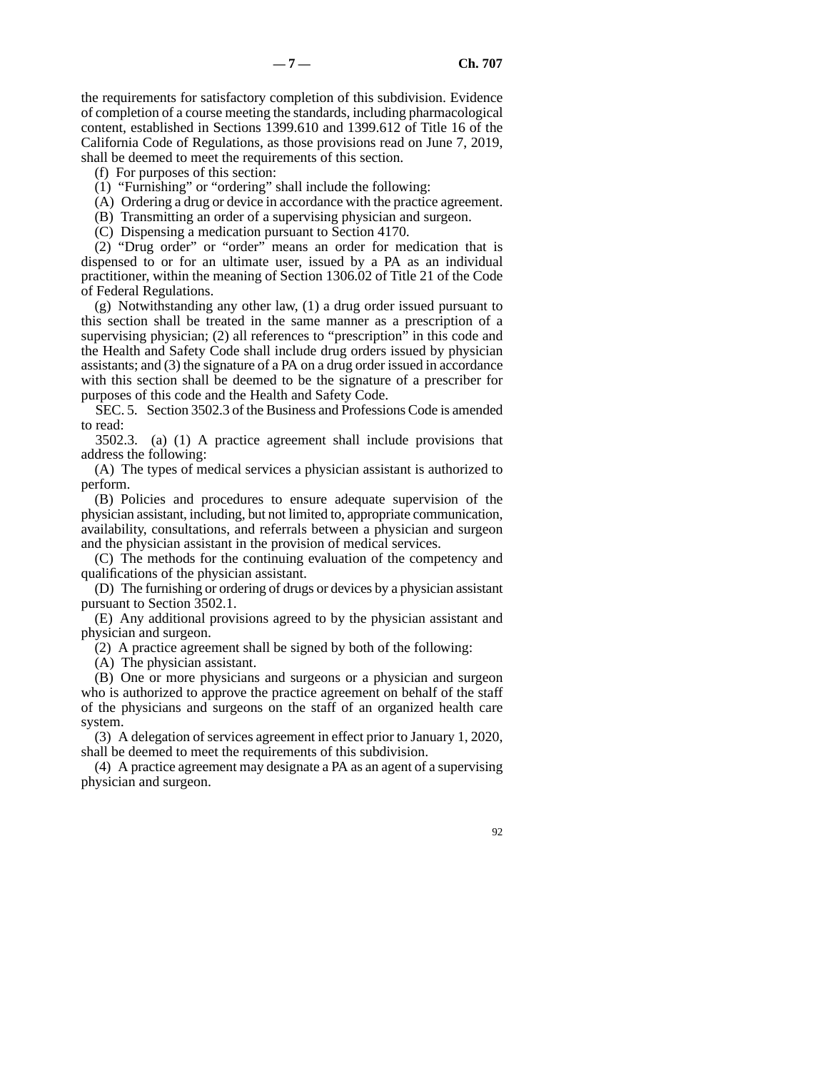the requirements for satisfactory completion of this subdivision. Evidence of completion of a course meeting the standards, including pharmacological content, established in Sections 1399.610 and 1399.612 of Title 16 of the California Code of Regulations, as those provisions read on June 7, 2019, shall be deemed to meet the requirements of this section.

(f) For purposes of this section:

(1) "Furnishing" or "ordering" shall include the following:

(A) Ordering a drug or device in accordance with the practice agreement.

(B) Transmitting an order of a supervising physician and surgeon.

(C) Dispensing a medication pursuant to Section 4170.

(2) "Drug order" or "order" means an order for medication that is dispensed to or for an ultimate user, issued by a PA as an individual practitioner, within the meaning of Section 1306.02 of Title 21 of the Code of Federal Regulations.

(g) Notwithstanding any other law, (1) a drug order issued pursuant to this section shall be treated in the same manner as a prescription of a supervising physician; (2) all references to "prescription" in this code and the Health and Safety Code shall include drug orders issued by physician assistants; and (3) the signature of a PA on a drug order issued in accordance with this section shall be deemed to be the signature of a prescriber for purposes of this code and the Health and Safety Code.

SEC. 5. Section 3502.3 of the Business and Professions Code is amended to read:

3502.3. (a) (1) A practice agreement shall include provisions that address the following:

(A) The types of medical services a physician assistant is authorized to perform.

(B) Policies and procedures to ensure adequate supervision of the physician assistant, including, but not limited to, appropriate communication, availability, consultations, and referrals between a physician and surgeon and the physician assistant in the provision of medical services.

(C) The methods for the continuing evaluation of the competency and qualifications of the physician assistant.

(D) The furnishing or ordering of drugs or devices by a physician assistant pursuant to Section 3502.1.

(E) Any additional provisions agreed to by the physician assistant and physician and surgeon.

(2) A practice agreement shall be signed by both of the following:

(A) The physician assistant.

(B) One or more physicians and surgeons or a physician and surgeon who is authorized to approve the practice agreement on behalf of the staff of the physicians and surgeons on the staff of an organized health care system.

(3) A delegation of services agreement in effect prior to January 1, 2020, shall be deemed to meet the requirements of this subdivision.

(4) A practice agreement may designate a PA as an agent of a supervising physician and surgeon.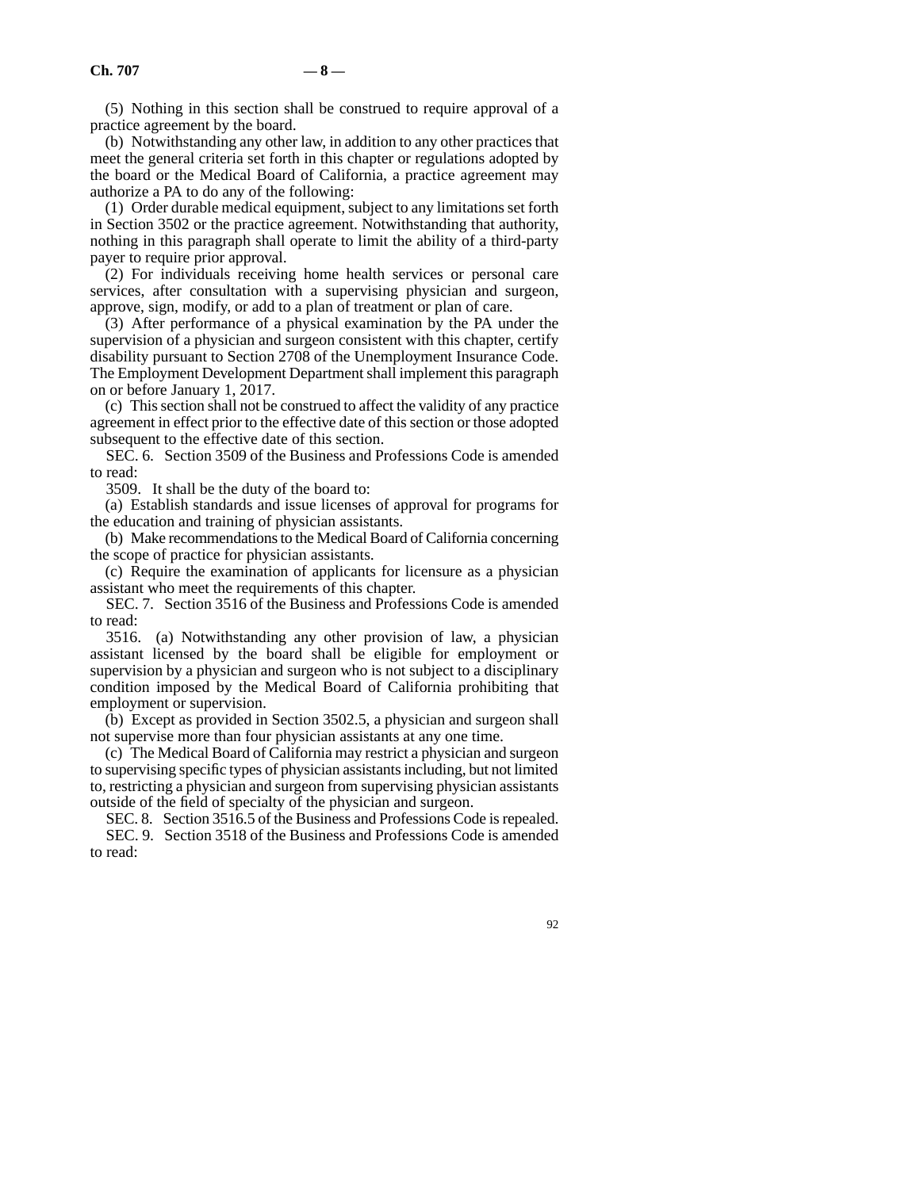(5) Nothing in this section shall be construed to require approval of a practice agreement by the board.

(b) Notwithstanding any other law, in addition to any other practices that meet the general criteria set forth in this chapter or regulations adopted by the board or the Medical Board of California, a practice agreement may authorize a PA to do any of the following:

(1) Order durable medical equipment, subject to any limitations set forth in Section 3502 or the practice agreement. Notwithstanding that authority, nothing in this paragraph shall operate to limit the ability of a third-party payer to require prior approval.

(2) For individuals receiving home health services or personal care services, after consultation with a supervising physician and surgeon, approve, sign, modify, or add to a plan of treatment or plan of care.

(3) After performance of a physical examination by the PA under the supervision of a physician and surgeon consistent with this chapter, certify disability pursuant to Section 2708 of the Unemployment Insurance Code. The Employment Development Department shall implement this paragraph on or before January 1, 2017.

(c) This section shall not be construed to affect the validity of any practice agreement in effect prior to the effective date of this section or those adopted subsequent to the effective date of this section.

SEC. 6. Section 3509 of the Business and Professions Code is amended to read:

3509. It shall be the duty of the board to:

(a) Establish standards and issue licenses of approval for programs for the education and training of physician assistants.

(b) Make recommendations to the Medical Board of California concerning the scope of practice for physician assistants.

(c) Require the examination of applicants for licensure as a physician assistant who meet the requirements of this chapter.

SEC. 7. Section 3516 of the Business and Professions Code is amended to read:

3516. (a) Notwithstanding any other provision of law, a physician assistant licensed by the board shall be eligible for employment or supervision by a physician and surgeon who is not subject to a disciplinary condition imposed by the Medical Board of California prohibiting that employment or supervision.

(b) Except as provided in Section 3502.5, a physician and surgeon shall not supervise more than four physician assistants at any one time.

(c) The Medical Board of California may restrict a physician and surgeon to supervising specific types of physician assistants including, but not limited to, restricting a physician and surgeon from supervising physician assistants outside of the field of specialty of the physician and surgeon.

SEC. 8. Section 3516.5 of the Business and Professions Code is repealed.

SEC. 9. Section 3518 of the Business and Professions Code is amended to read: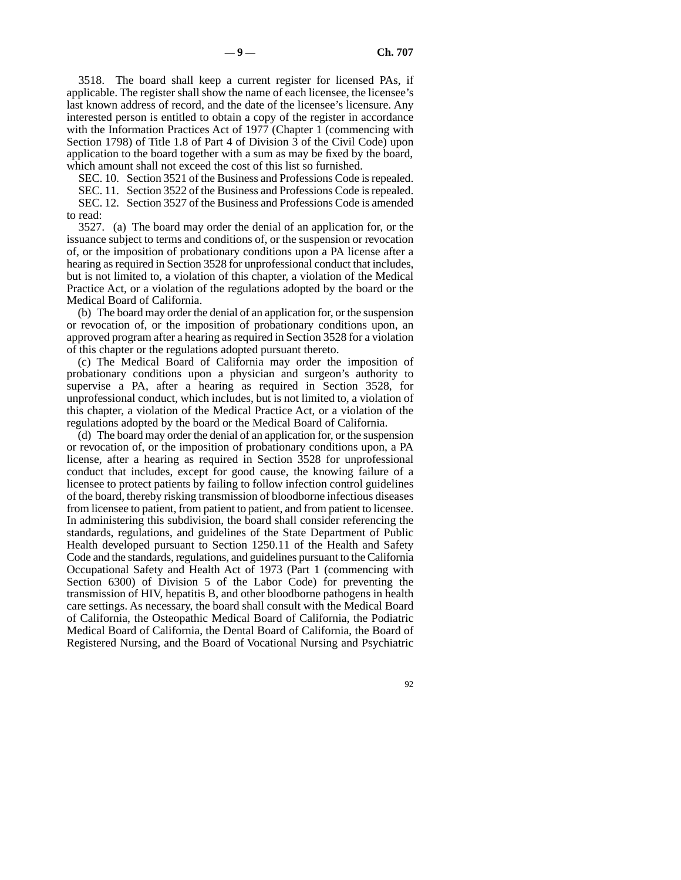3518. The board shall keep a current register for licensed PAs, if applicable. The register shall show the name of each licensee, the licensee's last known address of record, and the date of the licensee's licensure. Any interested person is entitled to obtain a copy of the register in accordance with the Information Practices Act of 1977 (Chapter 1 (commencing with Section 1798) of Title 1.8 of Part 4 of Division 3 of the Civil Code) upon application to the board together with a sum as may be fixed by the board, which amount shall not exceed the cost of this list so furnished.

SEC. 10. Section 3521 of the Business and Professions Code is repealed.

SEC. 11. Section 3522 of the Business and Professions Code is repealed.

SEC. 12. Section 3527 of the Business and Professions Code is amended to read:

3527. (a) The board may order the denial of an application for, or the issuance subject to terms and conditions of, or the suspension or revocation of, or the imposition of probationary conditions upon a PA license after a hearing as required in Section 3528 for unprofessional conduct that includes, but is not limited to, a violation of this chapter, a violation of the Medical Practice Act, or a violation of the regulations adopted by the board or the Medical Board of California.

(b) The board may order the denial of an application for, or the suspension or revocation of, or the imposition of probationary conditions upon, an approved program after a hearing as required in Section 3528 for a violation of this chapter or the regulations adopted pursuant thereto.

(c) The Medical Board of California may order the imposition of probationary conditions upon a physician and surgeon's authority to supervise a PA, after a hearing as required in Section 3528, for unprofessional conduct, which includes, but is not limited to, a violation of this chapter, a violation of the Medical Practice Act, or a violation of the regulations adopted by the board or the Medical Board of California.

(d) The board may order the denial of an application for, or the suspension or revocation of, or the imposition of probationary conditions upon, a PA license, after a hearing as required in Section 3528 for unprofessional conduct that includes, except for good cause, the knowing failure of a licensee to protect patients by failing to follow infection control guidelines of the board, thereby risking transmission of bloodborne infectious diseases from licensee to patient, from patient to patient, and from patient to licensee. In administering this subdivision, the board shall consider referencing the standards, regulations, and guidelines of the State Department of Public Health developed pursuant to Section 1250.11 of the Health and Safety Code and the standards, regulations, and guidelines pursuant to the California Occupational Safety and Health Act of 1973 (Part 1 (commencing with Section 6300) of Division 5 of the Labor Code) for preventing the transmission of HIV, hepatitis B, and other bloodborne pathogens in health care settings. As necessary, the board shall consult with the Medical Board of California, the Osteopathic Medical Board of California, the Podiatric Medical Board of California, the Dental Board of California, the Board of Registered Nursing, and the Board of Vocational Nursing and Psychiatric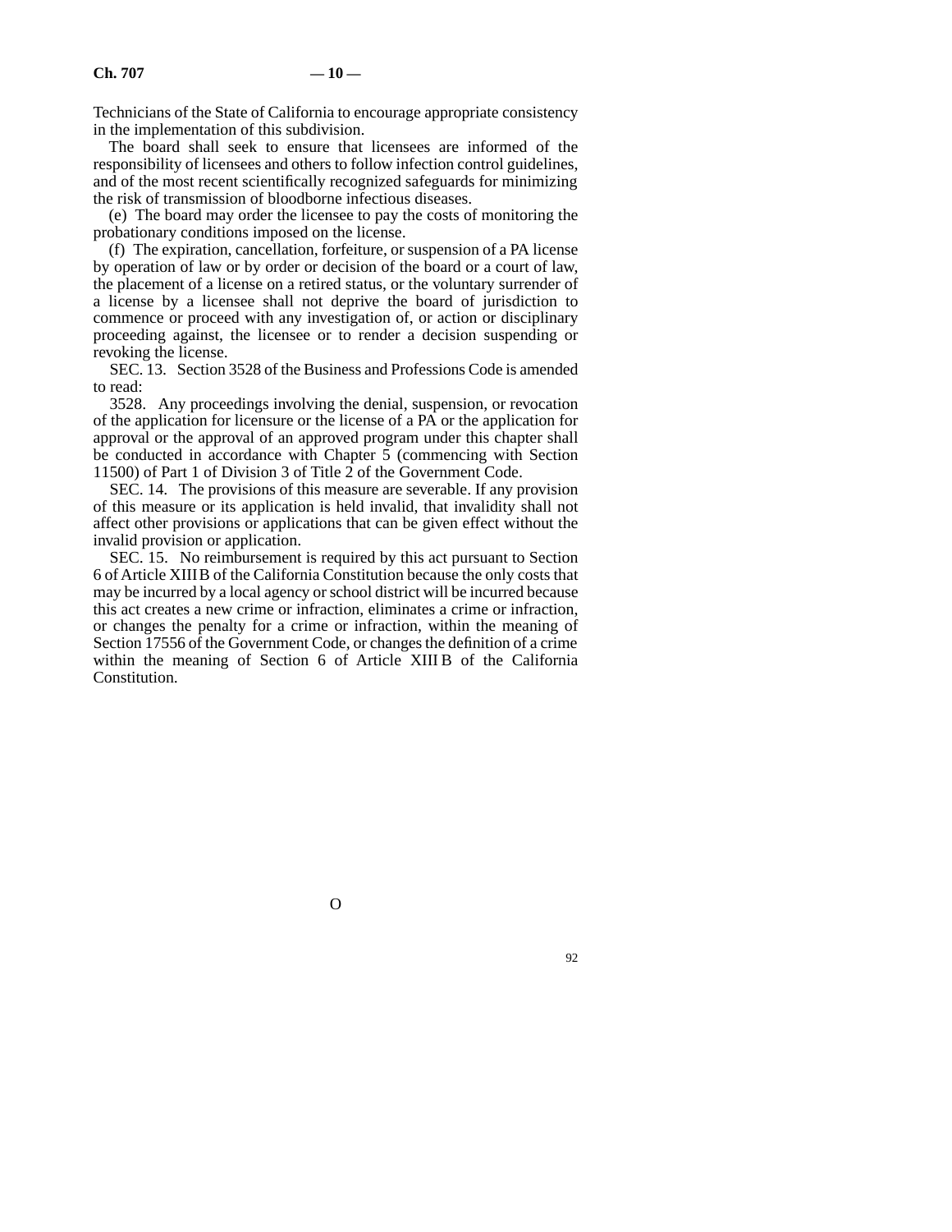Technicians of the State of California to encourage appropriate consistency in the implementation of this subdivision.

The board shall seek to ensure that licensees are informed of the responsibility of licensees and others to follow infection control guidelines, and of the most recent scientifically recognized safeguards for minimizing the risk of transmission of bloodborne infectious diseases.

(e) The board may order the licensee to pay the costs of monitoring the probationary conditions imposed on the license.

(f) The expiration, cancellation, forfeiture, or suspension of a PA license by operation of law or by order or decision of the board or a court of law, the placement of a license on a retired status, or the voluntary surrender of a license by a licensee shall not deprive the board of jurisdiction to commence or proceed with any investigation of, or action or disciplinary proceeding against, the licensee or to render a decision suspending or revoking the license.

SEC. 13. Section 3528 of the Business and Professions Code is amended to read:

3528. Any proceedings involving the denial, suspension, or revocation of the application for licensure or the license of a PA or the application for approval or the approval of an approved program under this chapter shall be conducted in accordance with Chapter 5 (commencing with Section 11500) of Part 1 of Division 3 of Title 2 of the Government Code.

SEC. 14. The provisions of this measure are severable. If any provision of this measure or its application is held invalid, that invalidity shall not affect other provisions or applications that can be given effect without the invalid provision or application.

SEC. 15. No reimbursement is required by this act pursuant to Section 6 of Article XIII B of the California Constitution because the only costs that may be incurred by a local agency or school district will be incurred because this act creates a new crime or infraction, eliminates a crime or infraction, or changes the penalty for a crime or infraction, within the meaning of Section 17556 of the Government Code, or changes the definition of a crime within the meaning of Section 6 of Article XIII B of the California Constitution.

O